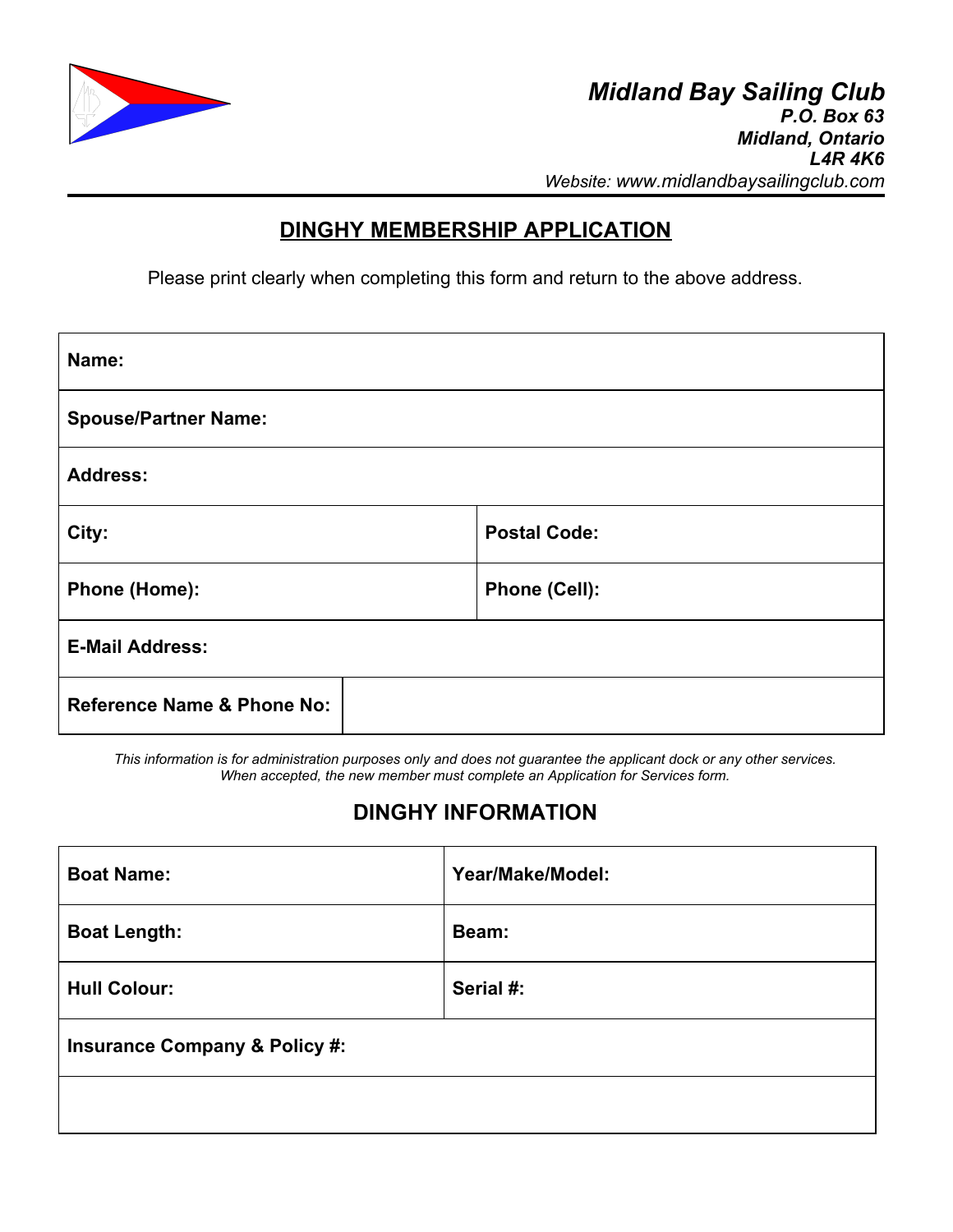**Midland Bay Sailing Club**
***P.O. Box 63***
***Midland, Ontario***
***L4R 4K6***
*Website: www.midlandbaysailingclub.com*

## DINGHY MEMBERSHIP APPLICATION

Please print clearly when completing this form and return to the above address.

| | |
|---|---|
| **Name:** | |
| **Spouse/Partner Name:** | |
| **Address:** | |
| **City:** | **Postal Code:** |
| **Phone (Home):** | **Phone (Cell):** |
| **E-Mail Address:** | |
| **Reference Name & Phone No:** | |

*This information is for administration purposes only and does not guarantee the applicant dock or any other services. When accepted, the new member must complete an Application for Services form.*

## DINGHY INFORMATION

| | |
|---|---|
| **Boat Name:** | **Year/Make/Model:** |
| **Boat Length:** | **Beam:** |
| **Hull Colour:** | **Serial #:** |
| **Insurance Company & Policy #:** | |
| | |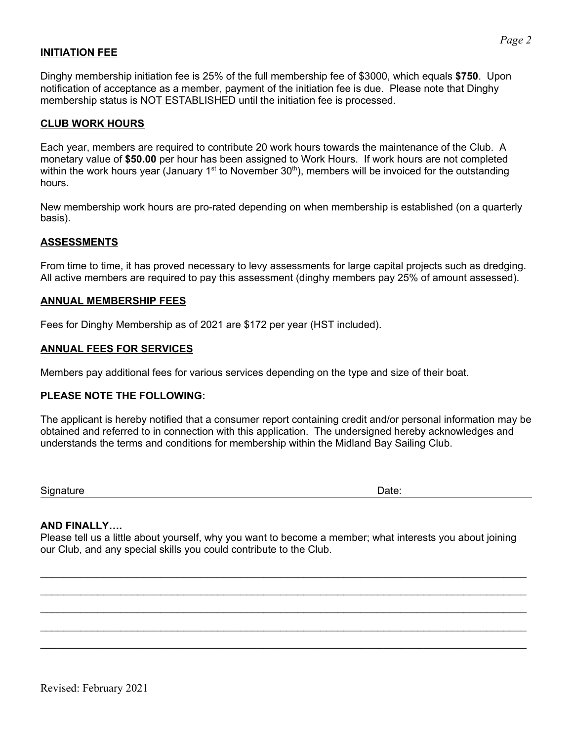## INITIATION FEE

Dinghy membership initiation fee is 25% of the full membership fee of $3000, which equals **$750**. Upon notification of acceptance as a member, payment of the initiation fee is due. Please note that Dinghy membership status is NOT ESTABLISHED until the initiation fee is processed.

## CLUB WORK HOURS

Each year, members are required to contribute 20 work hours towards the maintenance of the Club. A monetary value of **$50.00** per hour has been assigned to Work Hours. If work hours are not completed within the work hours year (January 1st to November 30th), members will be invoiced for the outstanding hours.

New membership work hours are pro-rated depending on when membership is established (on a quarterly basis).

## ASSESSMENTS

From time to time, it has proved necessary to levy assessments for large capital projects such as dredging. All active members are required to pay this assessment (dinghy members pay 25% of amount assessed).

## ANNUAL MEMBERSHIP FEES

Fees for Dinghy Membership as of 2021 are $172 per year (HST included).

## ANNUAL FEES FOR SERVICES

Members pay additional fees for various services depending on the type and size of their boat.

**PLEASE NOTE THE FOLLOWING:**

The applicant is hereby notified that a consumer report containing credit and/or personal information may be obtained and referred to in connection with this application. The undersigned hereby acknowledges and understands the terms and conditions for membership within the Midland Bay Sailing Club.

Signature ______________________________________________ Date: ____________________

**AND FINALLY….**

Please tell us a little about yourself, why you want to become a member; what interests you about joining our Club, and any special skills you could contribute to the Club.

___________________________________________________________________________

___________________________________________________________________________

___________________________________________________________________________

___________________________________________________________________________

___________________________________________________________________________

Revised: February 2021